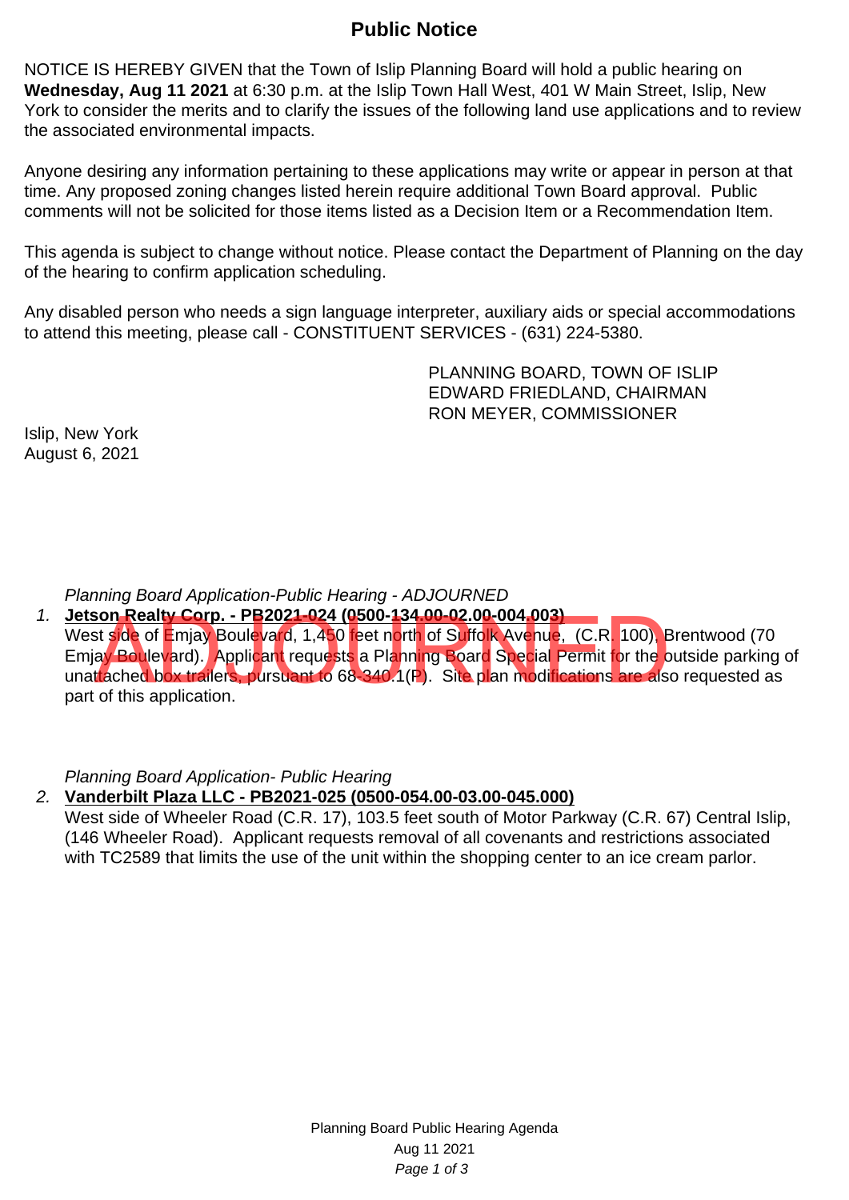# Public Notice

NOTICE IS HEREBY GIVEN that the Town of Islip Planning Board will hold a public hearing on **Wednesday, Aug 11 2021** at 6:30 p.m. at the Islip Town Hall West, 401 W Main Street, Islip, New York to consider the merits and to clarify the issues of the following land use applications and to review the associated environmental impacts.

Anyone desiring any information pertaining to these applications may write or appear in person at that time. Any proposed zoning changes listed herein require additional Town Board approval. Public comments will not be solicited for those items listed as a Decision Item or a Recommendation Item.

This agenda is subject to change without notice. Please contact the Department of Planning on the day of the hearing to confirm application scheduling.

Any disabled person who needs a sign language interpreter, auxiliary aids or special accommodations to attend this meeting, please call - CONSTITUENT SERVICES - (631) 224-5380.

PLANNING BOARD, TOWN OF ISLIP
EDWARD FRIEDLAND, CHAIRMAN
RON MEYER, COMMISSIONER

Islip, New York
August 6, 2021

*Planning Board Application-Public Hearing - ADJOURNED*

1. **Jetson Realty Corp. - PB2021-024 (0500-134.00-02.00-004.003)**
   West side of Emjay Boulevard, 1,450 feet north of Suffolk Avenue, (C.R. 100), Brentwood (70 Emjay Boulevard). Applicant requests a Planning Board Special Permit for the outside parking of unattached box trailers, pursuant to 68-340.1(P). Site plan modifications are also requested as part of this application.

   ADJOURNED

*Planning Board Application- Public Hearing*

2. **Vanderbilt Plaza LLC - PB2021-025 (0500-054.00-03.00-045.000)**
   West side of Wheeler Road (C.R. 17), 103.5 feet south of Motor Parkway (C.R. 67) Central Islip, (146 Wheeler Road). Applicant requests removal of all covenants and restrictions associated with TC2589 that limits the use of the unit within the shopping center to an ice cream parlor.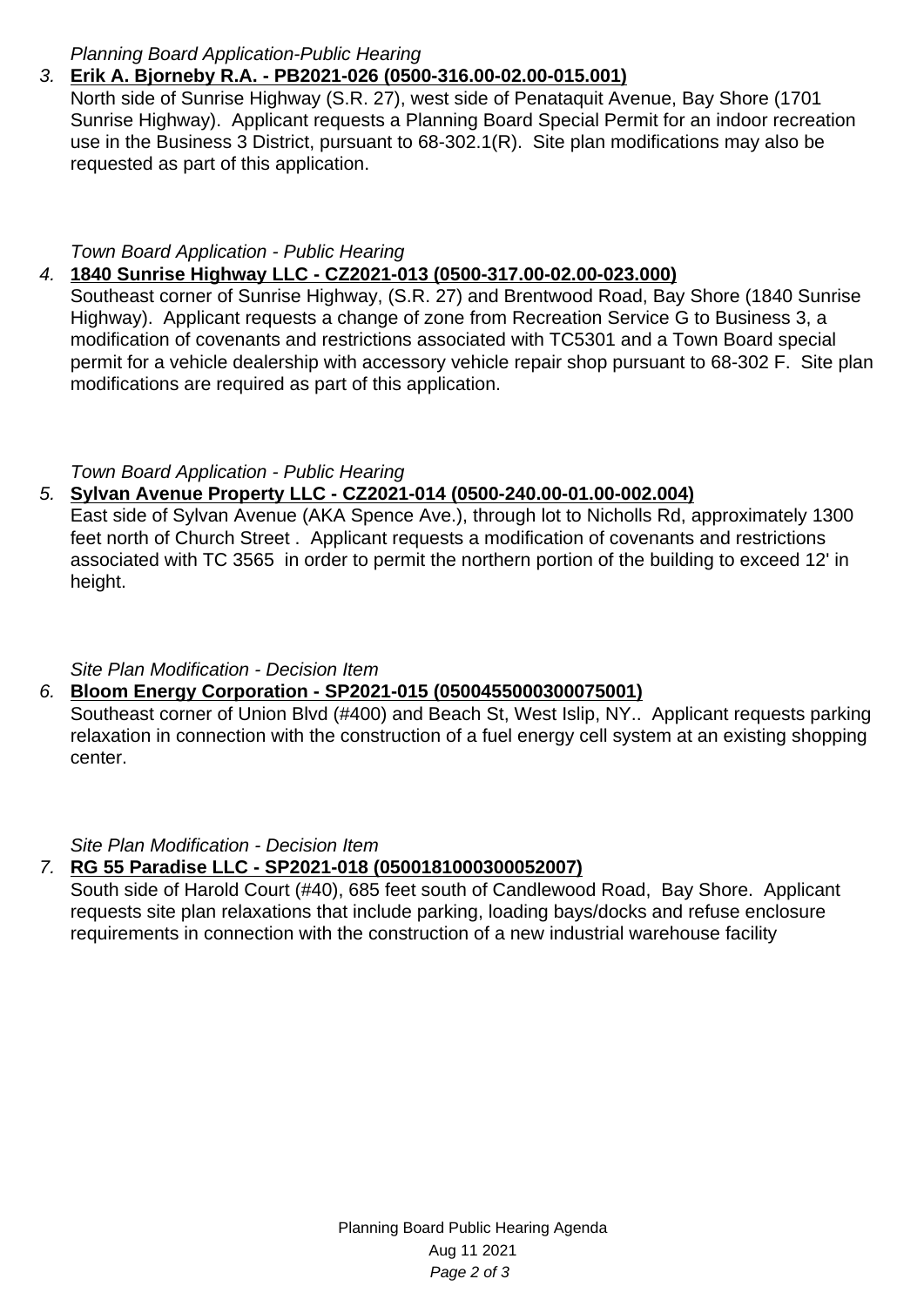*Planning Board Application-Public Hearing*

3. **Erik A. Bjorneby R.A. - PB2021-026 (0500-316.00-02.00-015.001)**

   North side of Sunrise Highway (S.R. 27), west side of Penataquit Avenue, Bay Shore (1701 Sunrise Highway). Applicant requests a Planning Board Special Permit for an indoor recreation use in the Business 3 District, pursuant to 68-302.1(R). Site plan modifications may also be requested as part of this application.

*Town Board Application - Public Hearing*

4. **1840 Sunrise Highway LLC - CZ2021-013 (0500-317.00-02.00-023.000)**

   Southeast corner of Sunrise Highway, (S.R. 27) and Brentwood Road, Bay Shore (1840 Sunrise Highway). Applicant requests a change of zone from Recreation Service G to Business 3, a modification of covenants and restrictions associated with TC5301 and a Town Board special permit for a vehicle dealership with accessory vehicle repair shop pursuant to 68-302 F. Site plan modifications are required as part of this application.

*Town Board Application - Public Hearing*

5. **Sylvan Avenue Property LLC - CZ2021-014 (0500-240.00-01.00-002.004)**

   East side of Sylvan Avenue (AKA Spence Ave.), through lot to Nicholls Rd, approximately 1300 feet north of Church Street . Applicant requests a modification of covenants and restrictions associated with TC 3565 in order to permit the northern portion of the building to exceed 12' in height.

*Site Plan Modification - Decision Item*

6. **Bloom Energy Corporation - SP2021-015 (0500455000300075001)**

   Southeast corner of Union Blvd (#400) and Beach St, West Islip, NY.. Applicant requests parking relaxation in connection with the construction of a fuel energy cell system at an existing shopping center.

*Site Plan Modification - Decision Item*

7. **RG 55 Paradise LLC - SP2021-018 (0500181000300052007)**

   South side of Harold Court (#40), 685 feet south of Candlewood Road, Bay Shore. Applicant requests site plan relaxations that include parking, loading bays/docks and refuse enclosure requirements in connection with the construction of a new industrial warehouse facility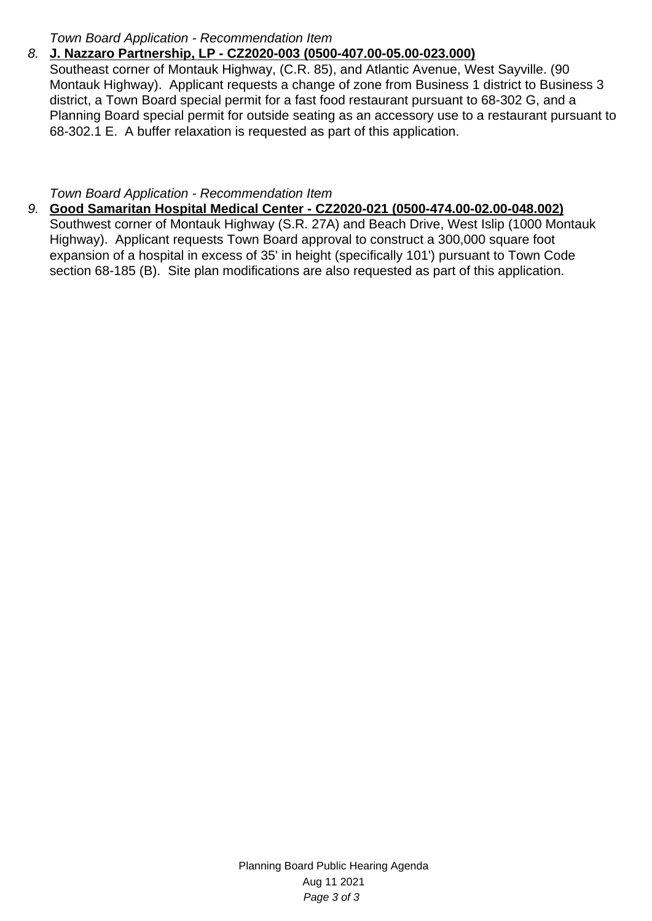*Town Board Application - Recommendation Item*

8. **J. Nazzaro Partnership, LP - CZ2020-003 (0500-407.00-05.00-023.000)**
   Southeast corner of Montauk Highway, (C.R. 85), and Atlantic Avenue, West Sayville. (90 Montauk Highway). Applicant requests a change of zone from Business 1 district to Business 3 district, a Town Board special permit for a fast food restaurant pursuant to 68-302 G, and a Planning Board special permit for outside seating as an accessory use to a restaurant pursuant to 68-302.1 E. A buffer relaxation is requested as part of this application.

*Town Board Application - Recommendation Item*

9. **Good Samaritan Hospital Medical Center - CZ2020-021 (0500-474.00-02.00-048.002)**
   Southwest corner of Montauk Highway (S.R. 27A) and Beach Drive, West Islip (1000 Montauk Highway). Applicant requests Town Board approval to construct a 300,000 square foot expansion of a hospital in excess of 35' in height (specifically 101') pursuant to Town Code section 68-185 (B). Site plan modifications are also requested as part of this application.